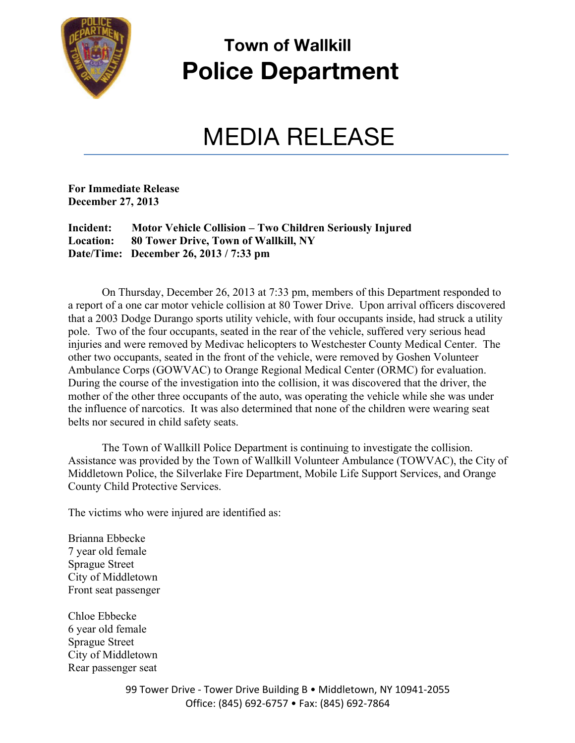# Town of Wallkill
# Police Department

# MEDIA RELEASE

**For Immediate Release**
**December 27, 2013**

**Incident:** **Motor Vehicle Collision – Two Children Seriously Injured**
**Location:** **80 Tower Drive, Town of Wallkill, NY**
**Date/Time:** **December 26, 2013 / 7:33 pm**

On Thursday, December 26, 2013 at 7:33 pm, members of this Department responded to a report of a one car motor vehicle collision at 80 Tower Drive. Upon arrival officers discovered that a 2003 Dodge Durango sports utility vehicle, with four occupants inside, had struck a utility pole. Two of the four occupants, seated in the rear of the vehicle, suffered very serious head injuries and were removed by Medivac helicopters to Westchester County Medical Center. The other two occupants, seated in the front of the vehicle, were removed by Goshen Volunteer Ambulance Corps (GOWVAC) to Orange Regional Medical Center (ORMC) for evaluation. During the course of the investigation into the collision, it was discovered that the driver, the mother of the other three occupants of the auto, was operating the vehicle while she was under the influence of narcotics. It was also determined that none of the children were wearing seat belts nor secured in child safety seats.

The Town of Wallkill Police Department is continuing to investigate the collision. Assistance was provided by the Town of Wallkill Volunteer Ambulance (TOWVAC), the City of Middletown Police, the Silverlake Fire Department, Mobile Life Support Services, and Orange County Child Protective Services.

The victims who were injured are identified as:

Brianna Ebbecke
7 year old female
Sprague Street
City of Middletown
Front seat passenger

Chloe Ebbecke
6 year old female
Sprague Street
City of Middletown
Rear passenger seat

99 Tower Drive - Tower Drive Building B • Middletown, NY 10941-2055
Office: (845) 692-6757 • Fax: (845) 692-7864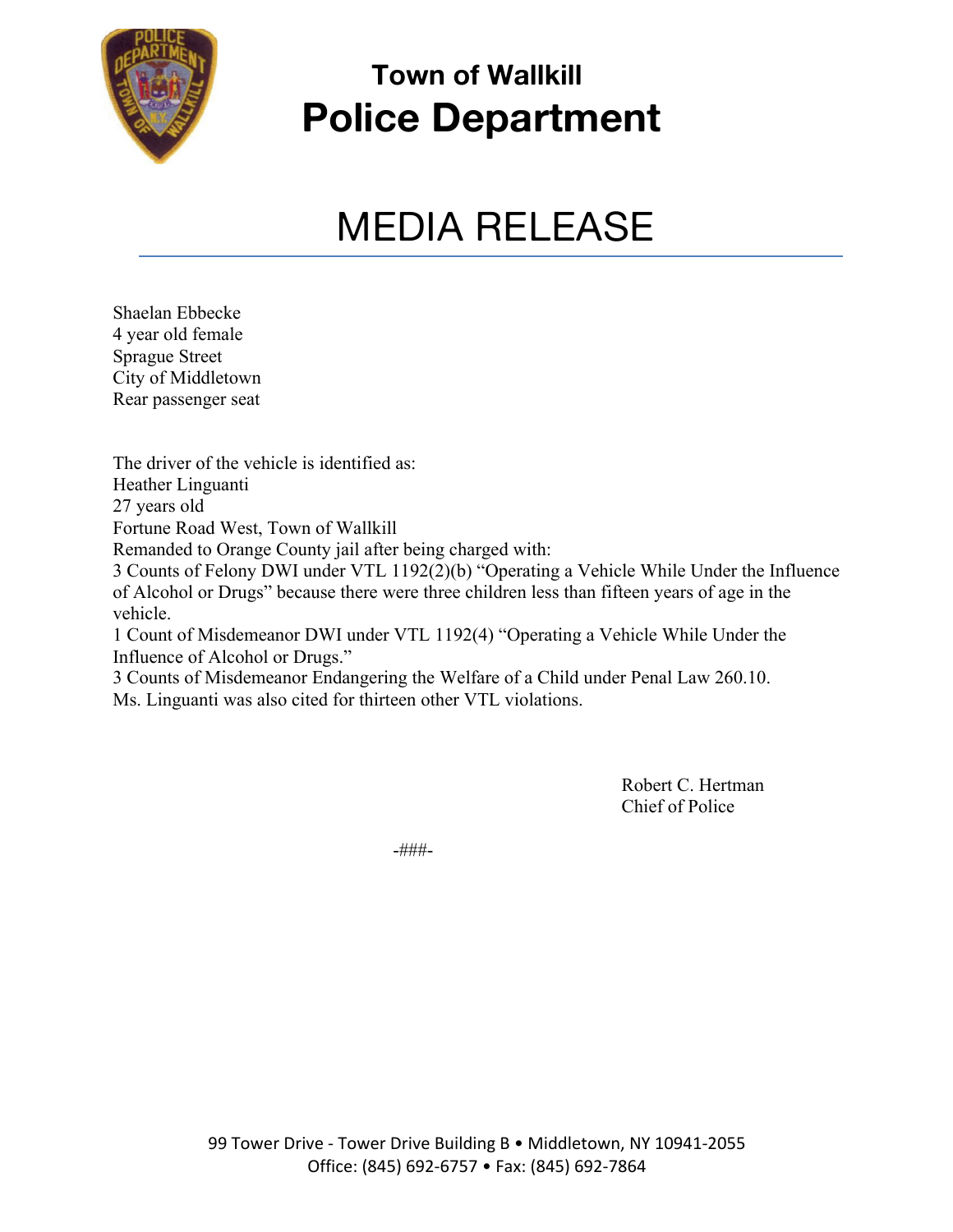# Town of Wallkill
# Police Department

## MEDIA RELEASE

Shaelan Ebbecke
4 year old female
Sprague Street
City of Middletown
Rear passenger seat

The driver of the vehicle is identified as:
Heather Linguanti
27 years old
Fortune Road West, Town of Wallkill
Remanded to Orange County jail after being charged with:
3 Counts of Felony DWI under VTL 1192(2)(b) "Operating a Vehicle While Under the Influence of Alcohol or Drugs" because there were three children less than fifteen years of age in the vehicle.
1 Count of Misdemeanor DWI under VTL 1192(4) "Operating a Vehicle While Under the Influence of Alcohol or Drugs."
3 Counts of Misdemeanor Endangering the Welfare of a Child under Penal Law 260.10.
Ms. Linguanti was also cited for thirteen other VTL violations.

Robert C. Hertman
Chief of Police

-###-

99 Tower Drive - Tower Drive Building B • Middletown, NY 10941-2055
Office: (845) 692-6757 • Fax: (845) 692-7864